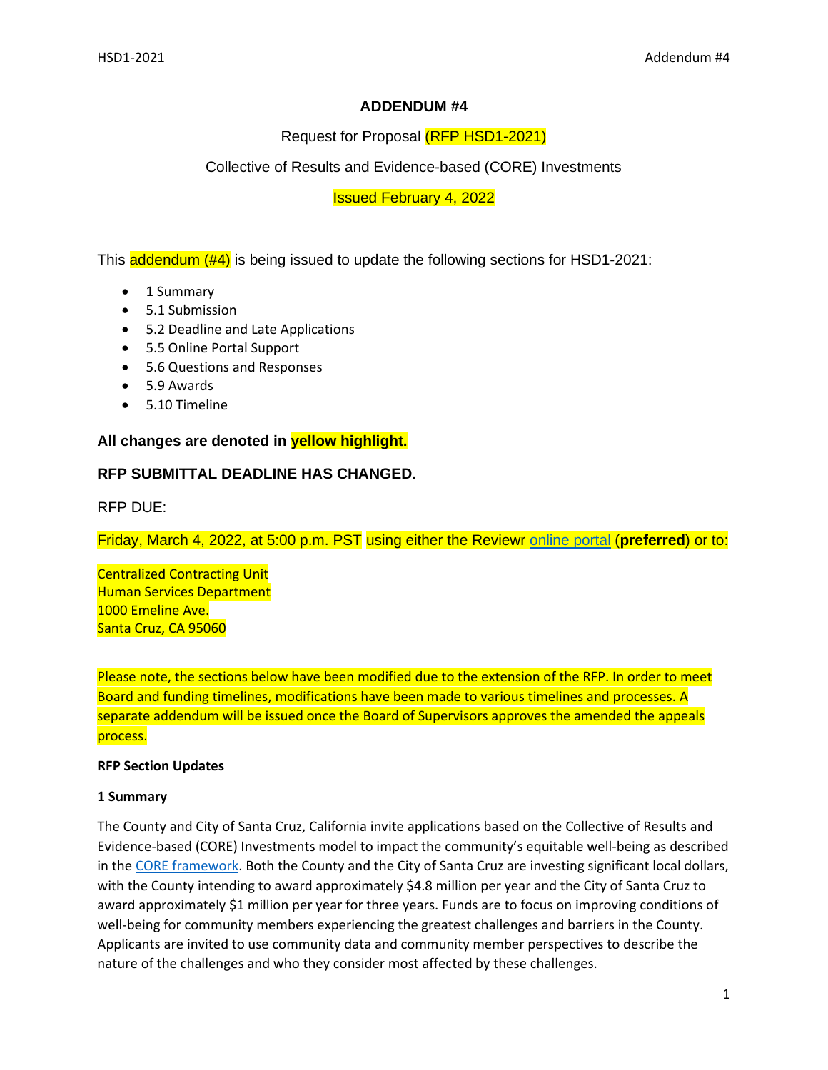# ADDENDUM #4

Request for Proposal (RFP HSD1-2021)

Collective of Results and Evidence-based (CORE) Investments

Issued February 4, 2022

This addendum (#4) is being issued to update the following sections for HSD1-2021:

- 1 Summary
- 5.1 Submission
- 5.2 Deadline and Late Applications
- 5.5 Online Portal Support
- 5.6 Questions and Responses
- 5.9 Awards
- 5.10 Timeline

**All changes are denoted in yellow highlight.**

**RFP SUBMITTAL DEADLINE HAS CHANGED.**

RFP DUE:

Friday, March 4, 2022, at 5:00 p.m. PST using either the Reviewr online portal (**preferred**) or to:

Centralized Contracting Unit
Human Services Department
1000 Emeline Ave.
Santa Cruz, CA 95060

Please note, the sections below have been modified due to the extension of the RFP. In order to meet Board and funding timelines, modifications have been made to various timelines and processes. A separate addendum will be issued once the Board of Supervisors approves the amended the appeals process.

**RFP Section Updates**

**1 Summary**

The County and City of Santa Cruz, California invite applications based on the Collective of Results and Evidence-based (CORE) Investments model to impact the community's equitable well-being as described in the CORE framework. Both the County and the City of Santa Cruz are investing significant local dollars, with the County intending to award approximately $4.8 million per year and the City of Santa Cruz to award approximately $1 million per year for three years. Funds are to focus on improving conditions of well-being for community members experiencing the greatest challenges and barriers in the County. Applicants are invited to use community data and community member perspectives to describe the nature of the challenges and who they consider most affected by these challenges.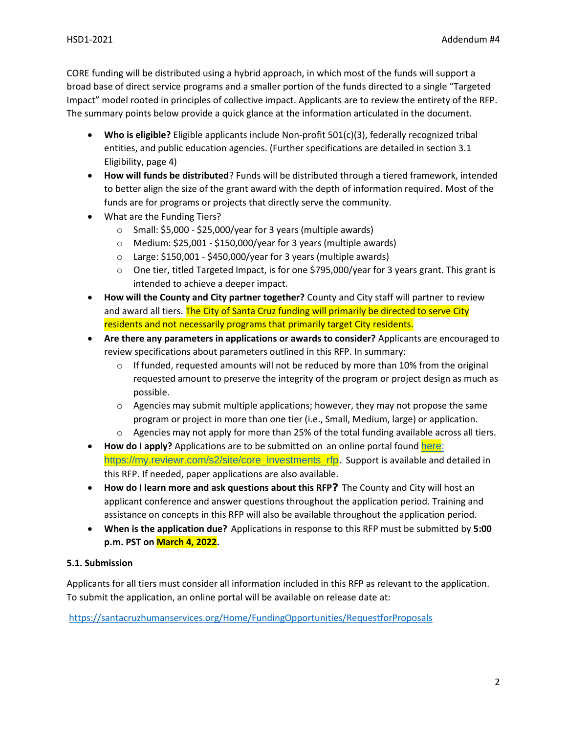CORE funding will be distributed using a hybrid approach, in which most of the funds will support a broad base of direct service programs and a smaller portion of the funds directed to a single "Targeted Impact" model rooted in principles of collective impact. Applicants are to review the entirety of the RFP. The summary points below provide a quick glance at the information articulated in the document.

- **Who is eligible?** Eligible applicants include Non-profit 501(c)(3), federally recognized tribal entities, and public education agencies. (Further specifications are detailed in section 3.1 Eligibility, page 4)
- **How will funds be distributed**? Funds will be distributed through a tiered framework, intended to better align the size of the grant award with the depth of information required. Most of the funds are for programs or projects that directly serve the community.
- What are the Funding Tiers?
  - Small: $5,000 - $25,000/year for 3 years (multiple awards)
  - Medium: $25,001 - $150,000/year for 3 years (multiple awards)
  - Large: $150,001 - $450,000/year for 3 years (multiple awards)
  - One tier, titled Targeted Impact, is for one $795,000/year for 3 years grant. This grant is intended to achieve a deeper impact.
- **How will the County and City partner together?** County and City staff will partner to review and award all tiers. The City of Santa Cruz funding will primarily be directed to serve City residents and not necessarily programs that primarily target City residents.
- **Are there any parameters in applications or awards to consider?** Applicants are encouraged to review specifications about parameters outlined in this RFP. In summary:
  - If funded, requested amounts will not be reduced by more than 10% from the original requested amount to preserve the integrity of the program or project design as much as possible.
  - Agencies may submit multiple applications; however, they may not propose the same program or project in more than one tier (i.e., Small, Medium, large) or application.
  - Agencies may not apply for more than 25% of the total funding available across all tiers.
- **How do I apply?** Applications are to be submitted on an online portal found here: https://my.reviewr.com/s2/site/core_investments_rfp. Support is available and detailed in this RFP. If needed, paper applications are also available.
- **How do I learn more and ask questions about this RFP?** The County and City will host an applicant conference and answer questions throughout the application period. Training and assistance on concepts in this RFP will also be available throughout the application period.
- **When is the application due?** Applications in response to this RFP must be submitted by **5:00 p.m. PST on March 4, 2022.**

**5.1. Submission**

Applicants for all tiers must consider all information included in this RFP as relevant to the application. To submit the application, an online portal will be available on release date at:

https://santacruzhumanservices.org/Home/FundingOpportunities/RequestforProposals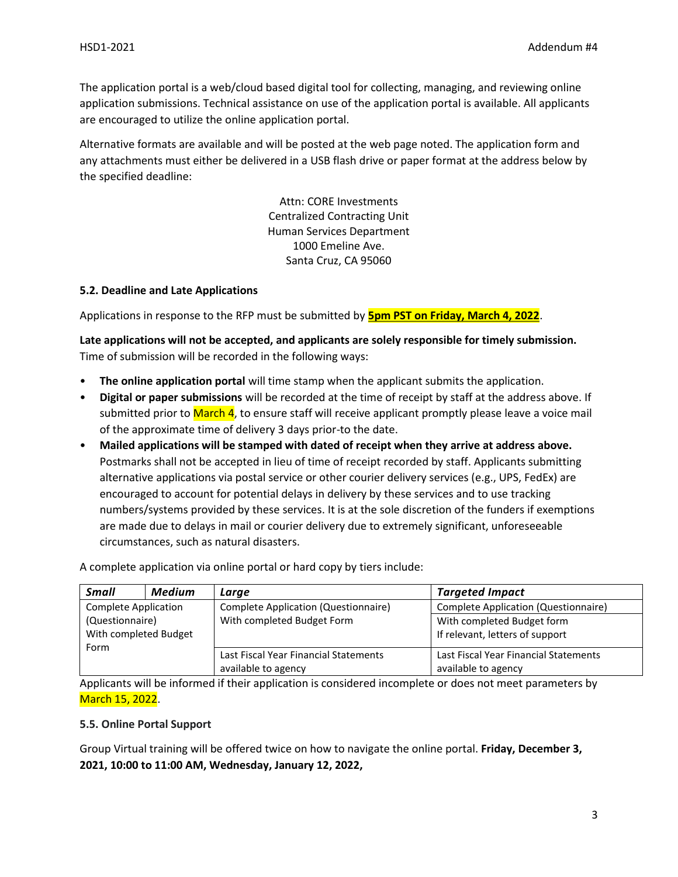The application portal is a web/cloud based digital tool for collecting, managing, and reviewing online application submissions. Technical assistance on use of the application portal is available. All applicants are encouraged to utilize the online application portal.

Alternative formats are available and will be posted at the web page noted. The application form and any attachments must either be delivered in a USB flash drive or paper format at the address below by the specified deadline:

Attn: CORE Investments
Centralized Contracting Unit
Human Services Department
1000 Emeline Ave.
Santa Cruz, CA 95060

### 5.2. Deadline and Late Applications

Applications in response to the RFP must be submitted by **5pm PST on Friday, March 4, 2022**.

**Late applications will not be accepted, and applicants are solely responsible for timely submission.** Time of submission will be recorded in the following ways:

- **The online application portal** will time stamp when the applicant submits the application.
- **Digital or paper submissions** will be recorded at the time of receipt by staff at the address above. If submitted prior to March 4, to ensure staff will receive applicant promptly please leave a voice mail of the approximate time of delivery 3 days prior-to the date.
- **Mailed applications will be stamped with dated of receipt when they arrive at address above.** Postmarks shall not be accepted in lieu of time of receipt recorded by staff. Applicants submitting alternative applications via postal service or other courier delivery services (e.g., UPS, FedEx) are encouraged to account for potential delays in delivery by these services and to use tracking numbers/systems provided by these services. It is at the sole discretion of the funders if exemptions are made due to delays in mail or courier delivery due to extremely significant, unforeseeable circumstances, such as natural disasters.

A complete application via online portal or hard copy by tiers include:

| *Small* | *Medium* | *Large* | *Targeted Impact* |
|---|---|---|---|
| Complete Application (Questionnaire) With completed Budget Form | | Complete Application (Questionnaire) With completed Budget Form | Complete Application (Questionnaire) |
| | | | With completed Budget form If relevant, letters of support |
| | | Last Fiscal Year Financial Statements available to agency | Last Fiscal Year Financial Statements available to agency |

Applicants will be informed if their application is considered incomplete or does not meet parameters by March 15, 2022.

### 5.5. Online Portal Support

Group Virtual training will be offered twice on how to navigate the online portal. **Friday, December 3, 2021, 10:00 to 11:00 AM, Wednesday, January 12, 2022,**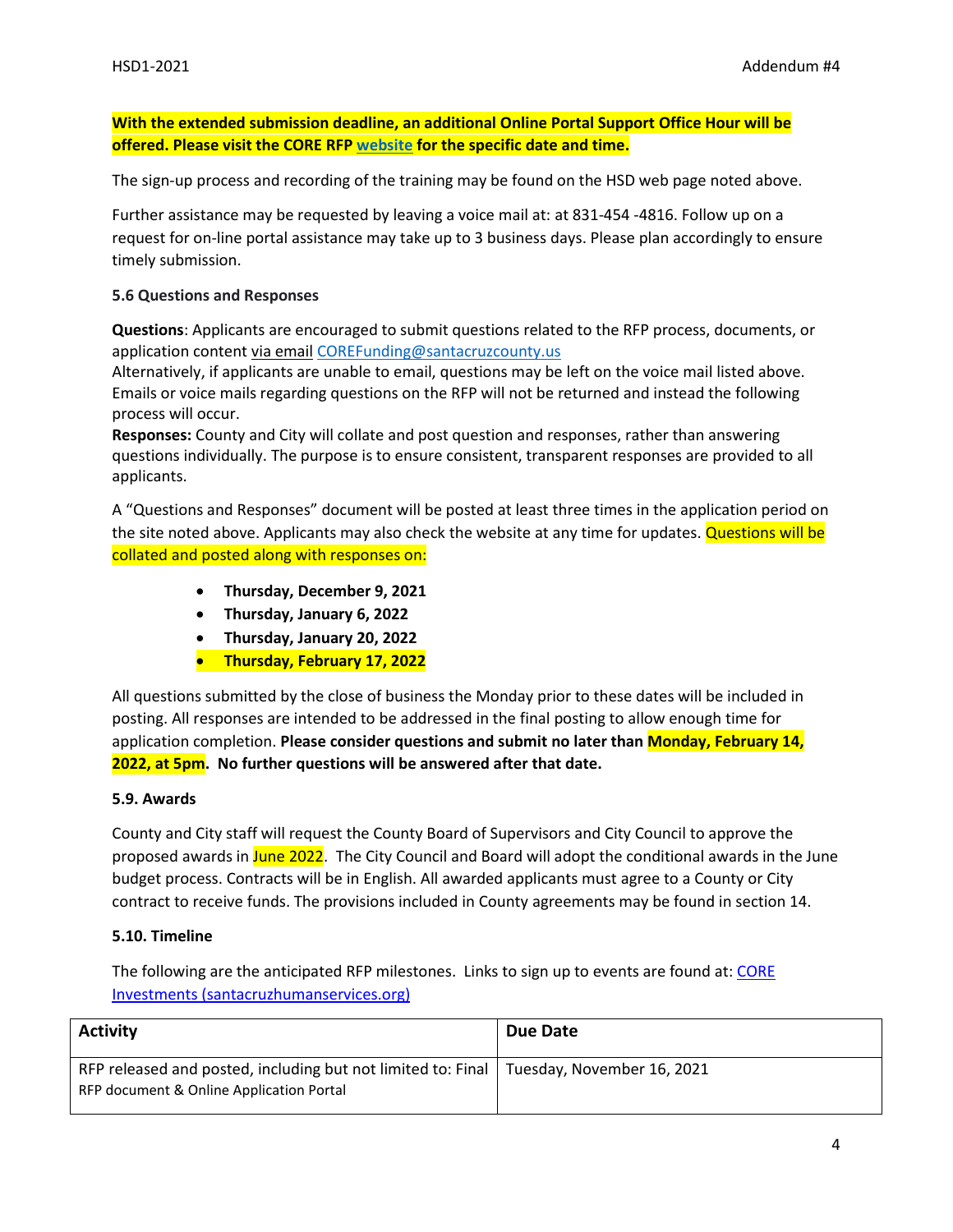**With the extended submission deadline, an additional Online Portal Support Office Hour will be offered. Please visit the CORE RFP website for the specific date and time.**

The sign-up process and recording of the training may be found on the HSD web page noted above.

Further assistance may be requested by leaving a voice mail at: at 831-454 -4816. Follow up on a request for on-line portal assistance may take up to 3 business days. Please plan accordingly to ensure timely submission.

**5.6 Questions and Responses**

**Questions**: Applicants are encouraged to submit questions related to the RFP process, documents, or application content via email COREFunding@santacruzcounty.us
Alternatively, if applicants are unable to email, questions may be left on the voice mail listed above. Emails or voice mails regarding questions on the RFP will not be returned and instead the following process will occur.
**Responses:** County and City will collate and post question and responses, rather than answering questions individually. The purpose is to ensure consistent, transparent responses are provided to all applicants.

A "Questions and Responses" document will be posted at least three times in the application period on the site noted above. Applicants may also check the website at any time for updates. Questions will be collated and posted along with responses on:

- **Thursday, December 9, 2021**
- **Thursday, January 6, 2022**
- **Thursday, January 20, 2022**
- **Thursday, February 17, 2022**

All questions submitted by the close of business the Monday prior to these dates will be included in posting. All responses are intended to be addressed in the final posting to allow enough time for application completion. **Please consider questions and submit no later than Monday, February 14, 2022, at 5pm. No further questions will be answered after that date.**

**5.9. Awards**

County and City staff will request the County Board of Supervisors and City Council to approve the proposed awards in June 2022. The City Council and Board will adopt the conditional awards in the June budget process. Contracts will be in English. All awarded applicants must agree to a County or City contract to receive funds. The provisions included in County agreements may be found in section 14.

**5.10. Timeline**

The following are the anticipated RFP milestones. Links to sign up to events are found at: CORE Investments (santacruzhumanservices.org)

| Activity | Due Date |
|---|---|
| RFP released and posted, including but not limited to: Final RFP document & Online Application Portal | Tuesday, November 16, 2021 |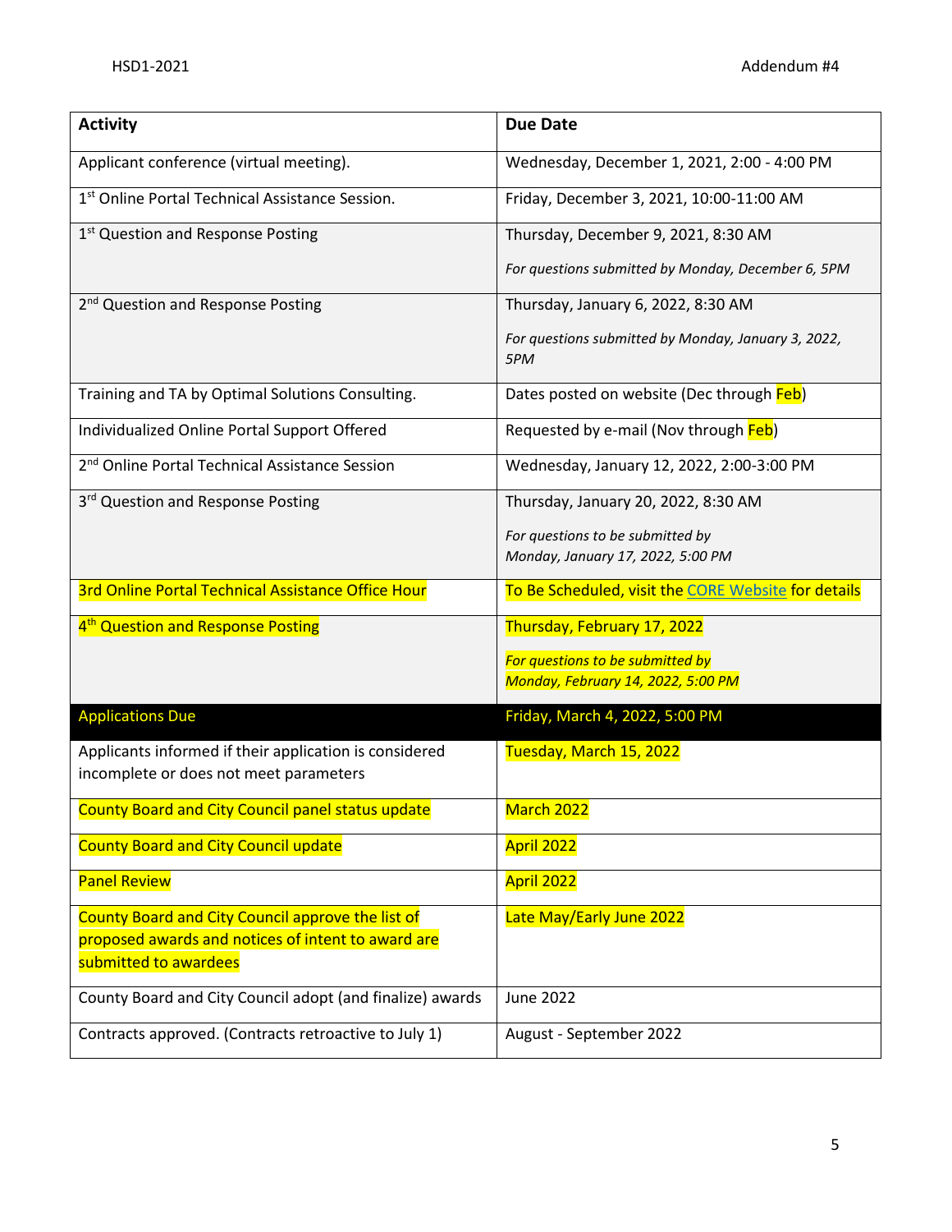| Activity | Due Date |
|---|---|
| Applicant conference (virtual meeting). | Wednesday, December 1, 2021, 2:00 - 4:00 PM |
| 1st Online Portal Technical Assistance Session. | Friday, December 3, 2021, 10:00-11:00 AM |
| 1st Question and Response Posting | Thursday, December 9, 2021, 8:30 AM<br>*For questions submitted by Monday, December 6, 5PM* |
| 2nd Question and Response Posting | Thursday, January 6, 2022, 8:30 AM<br>*For questions submitted by Monday, January 3, 2022, 5PM* |
| Training and TA by Optimal Solutions Consulting. | Dates posted on website (Dec through Feb) |
| Individualized Online Portal Support Offered | Requested by e-mail (Nov through Feb) |
| 2nd Online Portal Technical Assistance Session | Wednesday, January 12, 2022, 2:00-3:00 PM |
| 3rd Question and Response Posting | Thursday, January 20, 2022, 8:30 AM<br>*For questions to be submitted by Monday, January 17, 2022, 5:00 PM* |
| 3rd Online Portal Technical Assistance Office Hour | To Be Scheduled, visit the CORE Website for details |
| 4th Question and Response Posting | Thursday, February 17, 2022<br>*For questions to be submitted by Monday, February 14, 2022, 5:00 PM* |
| Applications Due | Friday, March 4, 2022, 5:00 PM |
| Applicants informed if their application is considered incomplete or does not meet parameters | Tuesday, March 15, 2022 |
| County Board and City Council panel status update | March 2022 |
| County Board and City Council update | April 2022 |
| Panel Review | April 2022 |
| County Board and City Council approve the list of proposed awards and notices of intent to award are submitted to awardees | Late May/Early June 2022 |
| County Board and City Council adopt (and finalize) awards | June 2022 |
| Contracts approved. (Contracts retroactive to July 1) | August - September 2022 |